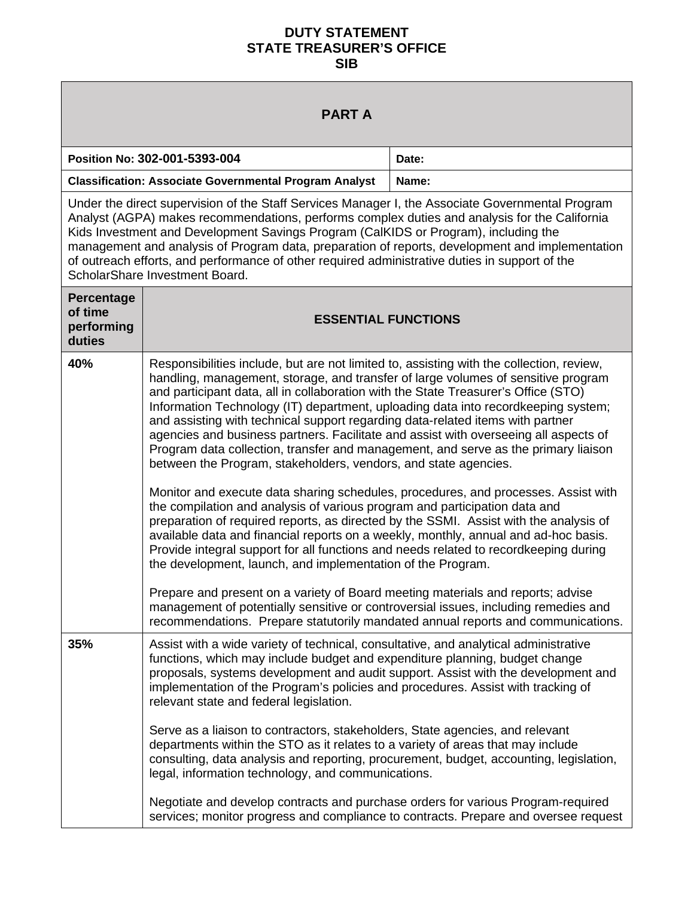**DUTY STATEMENT**
**STATE TREASURER'S OFFICE**
**SIB**

## PART A

| | |
|---|---|
| **Position No: 302-001-5393-004** | **Date:** |
| **Classification: Associate Governmental Program Analyst** | **Name:** |

Under the direct supervision of the Staff Services Manager I, the Associate Governmental Program Analyst (AGPA) makes recommendations, performs complex duties and analysis for the California Kids Investment and Development Savings Program (CalKIDS or Program), including the management and analysis of Program data, preparation of reports, development and implementation of outreach efforts, and performance of other required administrative duties in support of the ScholarShare Investment Board.

| Percentage of time performing duties | ESSENTIAL FUNCTIONS |
|---|---|
| **40%** | Responsibilities include, but are not limited to, assisting with the collection, review, handling, management, storage, and transfer of large volumes of sensitive program and participant data, all in collaboration with the State Treasurer's Office (STO) Information Technology (IT) department, uploading data into recordkeeping system; and assisting with technical support regarding data-related items with partner agencies and business partners. Facilitate and assist with overseeing all aspects of Program data collection, transfer and management, and serve as the primary liaison between the Program, stakeholders, vendors, and state agencies.<br><br>Monitor and execute data sharing schedules, procedures, and processes. Assist with the compilation and analysis of various program and participation data and preparation of required reports, as directed by the SSMI. Assist with the analysis of available data and financial reports on a weekly, monthly, annual and ad-hoc basis. Provide integral support for all functions and needs related to recordkeeping during the development, launch, and implementation of the Program.<br><br>Prepare and present on a variety of Board meeting materials and reports; advise management of potentially sensitive or controversial issues, including remedies and recommendations. Prepare statutorily mandated annual reports and communications. |
| **35%** | Assist with a wide variety of technical, consultative, and analytical administrative functions, which may include budget and expenditure planning, budget change proposals, systems development and audit support. Assist with the development and implementation of the Program's policies and procedures. Assist with tracking of relevant state and federal legislation.<br><br>Serve as a liaison to contractors, stakeholders, State agencies, and relevant departments within the STO as it relates to a variety of areas that may include consulting, data analysis and reporting, procurement, budget, accounting, legislation, legal, information technology, and communications.<br><br>Negotiate and develop contracts and purchase orders for various Program-required services; monitor progress and compliance to contracts. Prepare and oversee request |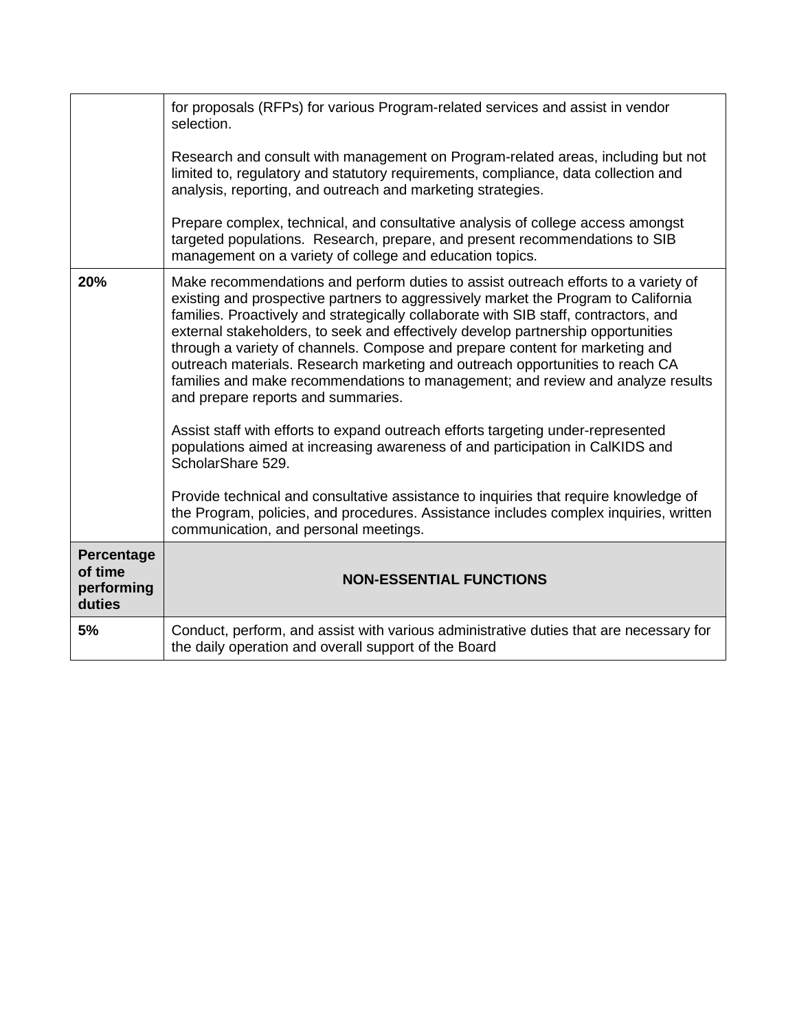| | |
|---|---|
| | for proposals (RFPs) for various Program-related services and assist in vendor selection.<br><br>Research and consult with management on Program-related areas, including but not limited to, regulatory and statutory requirements, compliance, data collection and analysis, reporting, and outreach and marketing strategies.<br><br>Prepare complex, technical, and consultative analysis of college access amongst targeted populations. Research, prepare, and present recommendations to SIB management on a variety of college and education topics. |
| **20%** | Make recommendations and perform duties to assist outreach efforts to a variety of existing and prospective partners to aggressively market the Program to California families. Proactively and strategically collaborate with SIB staff, contractors, and external stakeholders, to seek and effectively develop partnership opportunities through a variety of channels. Compose and prepare content for marketing and outreach materials. Research marketing and outreach opportunities to reach CA families and make recommendations to management; and review and analyze results and prepare reports and summaries.<br><br>Assist staff with efforts to expand outreach efforts targeting under-represented populations aimed at increasing awareness of and participation in CalKIDS and ScholarShare 529.<br><br>Provide technical and consultative assistance to inquiries that require knowledge of the Program, policies, and procedures. Assistance includes complex inquiries, written communication, and personal meetings. |
| **Percentage of time performing duties** | **NON-ESSENTIAL FUNCTIONS** |
| **5%** | Conduct, perform, and assist with various administrative duties that are necessary for the daily operation and overall support of the Board |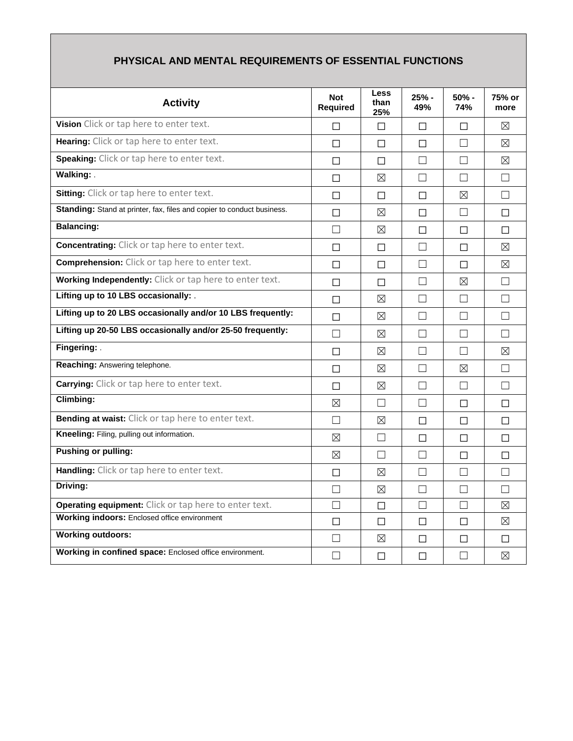## PHYSICAL AND MENTAL REQUIREMENTS OF ESSENTIAL FUNCTIONS

| Activity | Not Required | Less than 25% | 25% - 49% | 50% - 74% | 75% or more |
|---|---|---|---|---|---|
| **Vision** Click or tap here to enter text. | ☐ | ☐ | ☐ | ☐ | ☒ |
| **Hearing:** Click or tap here to enter text. | ☐ | ☐ | ☐ | ☐ | ☒ |
| **Speaking:** Click or tap here to enter text. | ☐ | ☐ | ☐ | ☐ | ☒ |
| **Walking:** . | ☐ | ☒ | ☐ | ☐ | ☐ |
| **Sitting:** Click or tap here to enter text. | ☐ | ☐ | ☐ | ☒ | ☐ |
| **Standing:** Stand at printer, fax, files and copier to conduct business. | ☐ | ☒ | ☐ | ☐ | ☐ |
| **Balancing:** | ☐ | ☒ | ☐ | ☐ | ☐ |
| **Concentrating:** Click or tap here to enter text. | ☐ | ☐ | ☐ | ☐ | ☒ |
| **Comprehension:** Click or tap here to enter text. | ☐ | ☐ | ☐ | ☐ | ☒ |
| **Working Independently:** Click or tap here to enter text. | ☐ | ☐ | ☐ | ☒ | ☐ |
| **Lifting up to 10 LBS occasionally:** . | ☐ | ☒ | ☐ | ☐ | ☐ |
| **Lifting up to 20 LBS occasionally and/or 10 LBS frequently:** | ☐ | ☒ | ☐ | ☐ | ☐ |
| **Lifting up 20-50 LBS occasionally and/or 25-50 frequently:** | ☐ | ☒ | ☐ | ☐ | ☐ |
| **Fingering:** . | ☐ | ☒ | ☐ | ☐ | ☒ |
| **Reaching:** Answering telephone. | ☐ | ☒ | ☐ | ☒ | ☐ |
| **Carrying:** Click or tap here to enter text. | ☐ | ☒ | ☐ | ☐ | ☐ |
| **Climbing:** | ☒ | ☐ | ☐ | ☐ | ☐ |
| **Bending at waist:** Click or tap here to enter text. | ☐ | ☒ | ☐ | ☐ | ☐ |
| **Kneeling:** Filing, pulling out information. | ☒ | ☐ | ☐ | ☐ | ☐ |
| **Pushing or pulling:** | ☒ | ☐ | ☐ | ☐ | ☐ |
| **Handling:** Click or tap here to enter text. | ☐ | ☒ | ☐ | ☐ | ☐ |
| **Driving:** | ☐ | ☒ | ☐ | ☐ | ☐ |
| **Operating equipment:** Click or tap here to enter text. | ☐ | ☐ | ☐ | ☐ | ☒ |
| **Working indoors:** Enclosed office environment | ☐ | ☐ | ☐ | ☐ | ☒ |
| **Working outdoors:** | ☐ | ☒ | ☐ | ☐ | ☐ |
| **Working in confined space:** Enclosed office environment. | ☐ | ☐ | ☐ | ☐ | ☒ |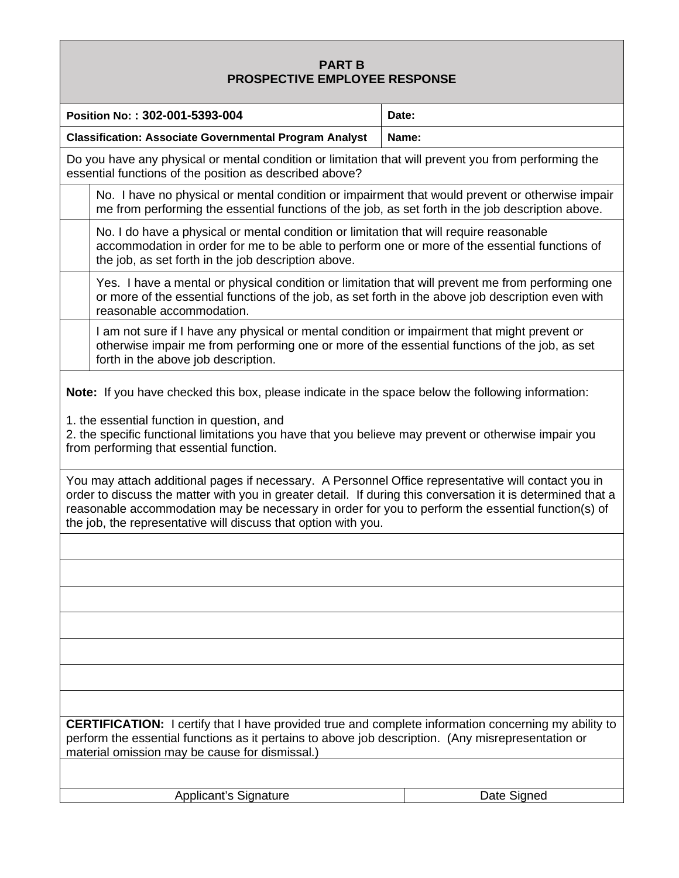## PART B
## PROSPECTIVE EMPLOYEE RESPONSE

| | |
|---|---|
| **Position No: : 302-001-5393-004** | **Date:** |
| **Classification: Associate Governmental Program Analyst** | **Name:** |

Do you have any physical or mental condition or limitation that will prevent you from performing the essential functions of the position as described above?

| | |
|---|---|
| | No. I have no physical or mental condition or impairment that would prevent or otherwise impair me from performing the essential functions of the job, as set forth in the job description above. |
| | No. I do have a physical or mental condition or limitation that will require reasonable accommodation in order for me to be able to perform one or more of the essential functions of the job, as set forth in the job description above. |
| | Yes. I have a mental or physical condition or limitation that will prevent me from performing one or more of the essential functions of the job, as set forth in the above job description even with reasonable accommodation. |
| | I am not sure if I have any physical or mental condition or impairment that might prevent or otherwise impair me from performing one or more of the essential functions of the job, as set forth in the above job description. |

**Note:** If you have checked this box, please indicate in the space below the following information:

1. the essential function in question, and
2. the specific functional limitations you have that you believe may prevent or otherwise impair you from performing that essential function.

You may attach additional pages if necessary. A Personnel Office representative will contact you in order to discuss the matter with you in greater detail. If during this conversation it is determined that a reasonable accommodation may be necessary in order for you to perform the essential function(s) of the job, the representative will discuss that option with you.

**CERTIFICATION:** I certify that I have provided true and complete information concerning my ability to perform the essential functions as it pertains to above job description. (Any misrepresentation or material omission may be cause for dismissal.)

| | |
|---|---|
| | |
| Applicant's Signature | Date Signed |